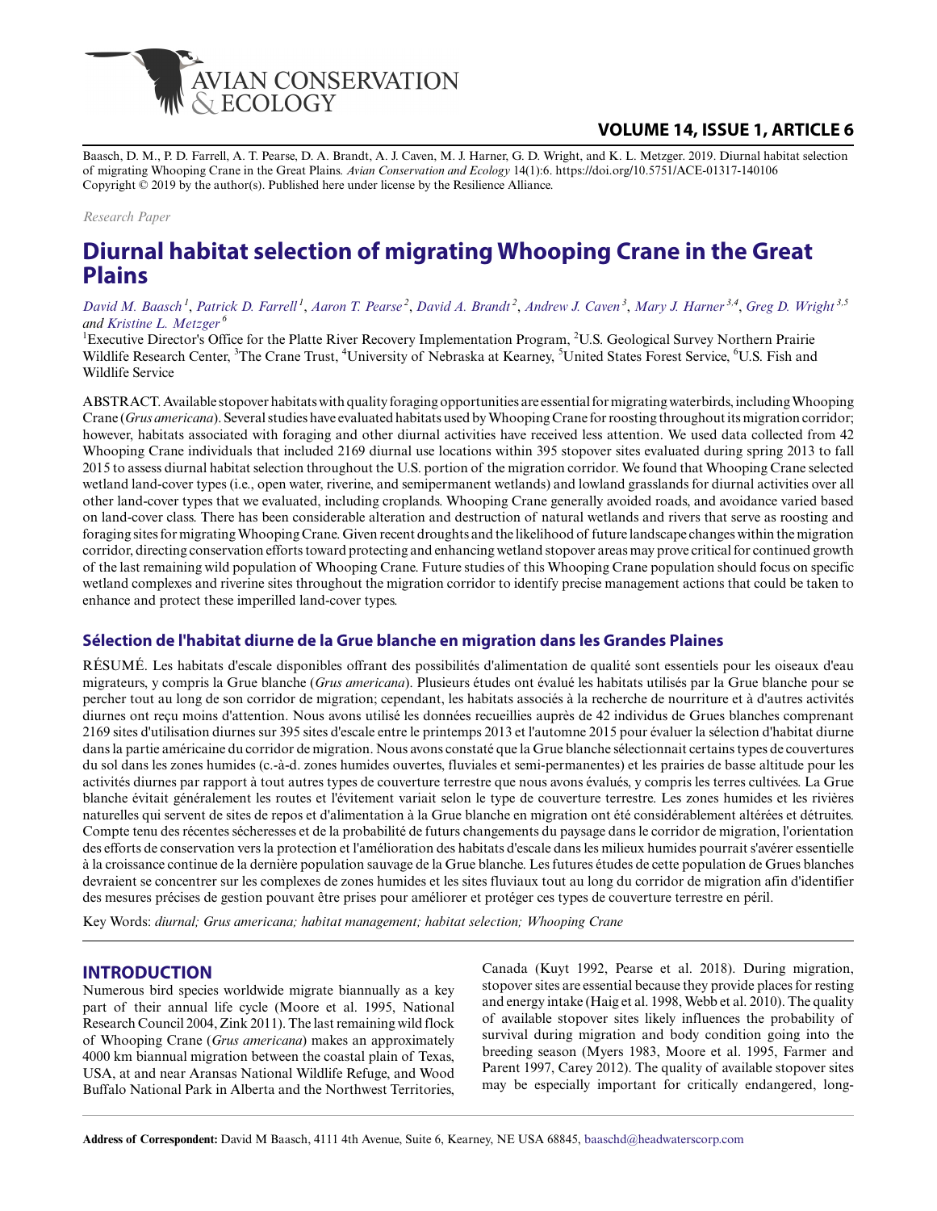Baasch, D. M., P. D. Farrell, A. T. Pearse, D. A. Brandt, A. J. Caven, M. J. Harner, G. D. Wright, and K. L. Metzger. 2019. Diurnal habitat selection of migrating Whooping Crane in the Great Plains. *Avian Conservation and Ecology* 14(1):6. https://doi.org/10.5751/ACE-01317-140106
Copyright © 2019 by the author(s). Published here under license by the Resilience Alliance.

*Research Paper*

# Diurnal habitat selection of migrating Whooping Crane in the Great Plains

*David M. Baasch[1], Patrick D. Farrell[1], Aaron T. Pearse[2], David A. Brandt[2], Andrew J. Caven[3], Mary J. Harner[3,4], Greg D. Wright[3,5] and Kristine L. Metzger[6]*

[1]Executive Director's Office for the Platte River Recovery Implementation Program, [2]U.S. Geological Survey Northern Prairie Wildlife Research Center, [3]The Crane Trust, [4]University of Nebraska at Kearney, [5]United States Forest Service, [6]U.S. Fish and Wildlife Service

ABSTRACT. Available stopover habitats with quality foraging opportunities are essential for migrating waterbirds, including Whooping Crane (*Grus americana*). Several studies have evaluated habitats used by Whooping Crane for roosting throughout its migration corridor; however, habitats associated with foraging and other diurnal activities have received less attention. We used data collected from 42 Whooping Crane individuals that included 2169 diurnal use locations within 395 stopover sites evaluated during spring 2013 to fall 2015 to assess diurnal habitat selection throughout the U.S. portion of the migration corridor. We found that Whooping Crane selected wetland land-cover types (i.e., open water, riverine, and semipermanent wetlands) and lowland grasslands for diurnal activities over all other land-cover types that we evaluated, including croplands. Whooping Crane generally avoided roads, and avoidance varied based on land-cover class. There has been considerable alteration and destruction of natural wetlands and rivers that serve as roosting and foraging sites for migrating Whooping Crane. Given recent droughts and the likelihood of future landscape changes within the migration corridor, directing conservation efforts toward protecting and enhancing wetland stopover areas may prove critical for continued growth of the last remaining wild population of Whooping Crane. Future studies of this Whooping Crane population should focus on specific wetland complexes and riverine sites throughout the migration corridor to identify precise management actions that could be taken to enhance and protect these imperilled land-cover types.

### Sélection de l'habitat diurne de la Grue blanche en migration dans les Grandes Plaines

RÉSUMÉ. Les habitats d'escale disponibles offrant des possibilités d'alimentation de qualité sont essentiels pour les oiseaux d'eau migrateurs, y compris la Grue blanche (*Grus americana*). Plusieurs études ont évalué les habitats utilisés par la Grue blanche pour se percher tout au long de son corridor de migration; cependant, les habitats associés à la recherche de nourriture et à d'autres activités diurnes ont reçu moins d'attention. Nous avons utilisé les données recueillies auprès de 42 individus de Grues blanches comprenant 2169 sites d'utilisation diurnes sur 395 sites d'escale entre le printemps 2013 et l'automne 2015 pour évaluer la sélection d'habitat diurne dans la partie américaine du corridor de migration. Nous avons constaté que la Grue blanche sélectionnait certains types de couvertures du sol dans les zones humides (c.-à-d. zones humides ouvertes, fluviales et semi-permanentes) et les prairies de basse altitude pour les activités diurnes par rapport à tout autres types de couverture terrestre que nous avons évalués, y compris les terres cultivées. La Grue blanche évitait généralement les routes et l'évitement variait selon le type de couverture terrestre. Les zones humides et les rivières naturelles qui servent de sites de repos et d'alimentation à la Grue blanche en migration ont été considérablement altérées et détruites. Compte tenu des récentes sécheresses et de la probabilité de futurs changements du paysage dans le corridor de migration, l'orientation des efforts de conservation vers la protection et l'amélioration des habitats d'escale dans les milieux humides pourrait s'avérer essentielle à la croissance continue de la dernière population sauvage de la Grue blanche. Les futures études de cette population de Grues blanches devraient se concentrer sur les complexes de zones humides et les sites fluviaux tout au long du corridor de migration afin d'identifier des mesures précises de gestion pouvant être prises pour améliorer et protéger ces types de couverture terrestre en péril.

Key Words: *diurnal; Grus americana; habitat management; habitat selection; Whooping Crane*

## INTRODUCTION

Numerous bird species worldwide migrate biannually as a key part of their annual life cycle (Moore et al. 1995, National Research Council 2004, Zink 2011). The last remaining wild flock of Whooping Crane (*Grus americana*) makes an approximately 4000 km biannual migration between the coastal plain of Texas, USA, at and near Aransas National Wildlife Refuge, and Wood Buffalo National Park in Alberta and the Northwest Territories, Canada (Kuyt 1992, Pearse et al. 2018). During migration, stopover sites are essential because they provide places for resting and energy intake (Haig et al. 1998, Webb et al. 2010). The quality of available stopover sites likely influences the probability of survival during migration and body condition going into the breeding season (Myers 1983, Moore et al. 1995, Farmer and Parent 1997, Carey 2012). The quality of available stopover sites may be especially important for critically endangered, long-

**Address of Correspondent:** David M Baasch, 4111 4th Avenue, Suite 6, Kearney, NE USA 68845, baaschd@headwaterscorp.com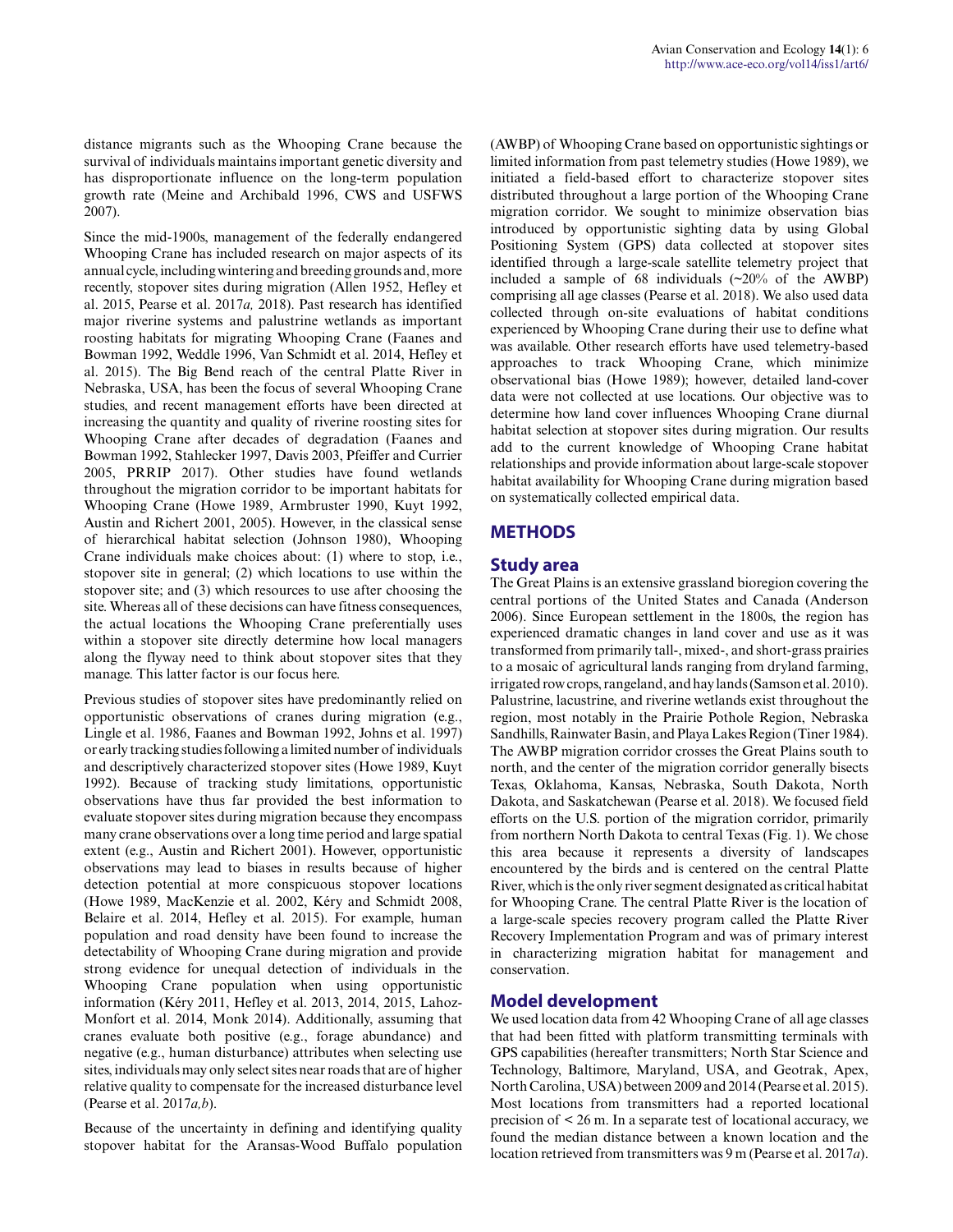distance migrants such as the Whooping Crane because the survival of individuals maintains important genetic diversity and has disproportionate influence on the long-term population growth rate (Meine and Archibald 1996, CWS and USFWS 2007).

Since the mid-1900s, management of the federally endangered Whooping Crane has included research on major aspects of its annual cycle, including wintering and breeding grounds and, more recently, stopover sites during migration (Allen 1952, Hefley et al. 2015, Pearse et al. 2017*a,* 2018). Past research has identified major riverine systems and palustrine wetlands as important roosting habitats for migrating Whooping Crane (Faanes and Bowman 1992, Weddle 1996, Van Schmidt et al. 2014, Hefley et al. 2015). The Big Bend reach of the central Platte River in Nebraska, USA, has been the focus of several Whooping Crane studies, and recent management efforts have been directed at increasing the quantity and quality of riverine roosting sites for Whooping Crane after decades of degradation (Faanes and Bowman 1992, Stahlecker 1997, Davis 2003, Pfeiffer and Currier 2005, PRRIP 2017). Other studies have found wetlands throughout the migration corridor to be important habitats for Whooping Crane (Howe 1989, Armbruster 1990, Kuyt 1992, Austin and Richert 2001, 2005). However, in the classical sense of hierarchical habitat selection (Johnson 1980), Whooping Crane individuals make choices about: (1) where to stop, i.e., stopover site in general; (2) which locations to use within the stopover site; and (3) which resources to use after choosing the site. Whereas all of these decisions can have fitness consequences, the actual locations the Whooping Crane preferentially uses within a stopover site directly determine how local managers along the flyway need to think about stopover sites that they manage. This latter factor is our focus here.

Previous studies of stopover sites have predominantly relied on opportunistic observations of cranes during migration (e.g., Lingle et al. 1986, Faanes and Bowman 1992, Johns et al. 1997) or early tracking studies following a limited number of individuals and descriptively characterized stopover sites (Howe 1989, Kuyt 1992). Because of tracking study limitations, opportunistic observations have thus far provided the best information to evaluate stopover sites during migration because they encompass many crane observations over a long time period and large spatial extent (e.g., Austin and Richert 2001). However, opportunistic observations may lead to biases in results because of higher detection potential at more conspicuous stopover locations (Howe 1989, MacKenzie et al. 2002, Kéry and Schmidt 2008, Belaire et al. 2014, Hefley et al. 2015). For example, human population and road density have been found to increase the detectability of Whooping Crane during migration and provide strong evidence for unequal detection of individuals in the Whooping Crane population when using opportunistic information (Kéry 2011, Hefley et al. 2013, 2014, 2015, Lahoz-Monfort et al. 2014, Monk 2014). Additionally, assuming that cranes evaluate both positive (e.g., forage abundance) and negative (e.g., human disturbance) attributes when selecting use sites, individuals may only select sites near roads that are of higher relative quality to compensate for the increased disturbance level (Pearse et al. 2017*a,b*).

Because of the uncertainty in defining and identifying quality stopover habitat for the Aransas-Wood Buffalo population (AWBP) of Whooping Crane based on opportunistic sightings or limited information from past telemetry studies (Howe 1989), we initiated a field-based effort to characterize stopover sites distributed throughout a large portion of the Whooping Crane migration corridor. We sought to minimize observation bias introduced by opportunistic sighting data by using Global Positioning System (GPS) data collected at stopover sites identified through a large-scale satellite telemetry project that included a sample of 68 individuals (~20% of the AWBP) comprising all age classes (Pearse et al. 2018). We also used data collected through on-site evaluations of habitat conditions experienced by Whooping Crane during their use to define what was available. Other research efforts have used telemetry-based approaches to track Whooping Crane, which minimize observational bias (Howe 1989); however, detailed land-cover data were not collected at use locations. Our objective was to determine how land cover influences Whooping Crane diurnal habitat selection at stopover sites during migration. Our results add to the current knowledge of Whooping Crane habitat relationships and provide information about large-scale stopover habitat availability for Whooping Crane during migration based on systematically collected empirical data.

## METHODS

### Study area

The Great Plains is an extensive grassland bioregion covering the central portions of the United States and Canada (Anderson 2006). Since European settlement in the 1800s, the region has experienced dramatic changes in land cover and use as it was transformed from primarily tall-, mixed-, and short-grass prairies to a mosaic of agricultural lands ranging from dryland farming, irrigated row crops, rangeland, and hay lands (Samson et al. 2010). Palustrine, lacustrine, and riverine wetlands exist throughout the region, most notably in the Prairie Pothole Region, Nebraska Sandhills, Rainwater Basin, and Playa Lakes Region (Tiner 1984). The AWBP migration corridor crosses the Great Plains south to north, and the center of the migration corridor generally bisects Texas, Oklahoma, Kansas, Nebraska, South Dakota, North Dakota, and Saskatchewan (Pearse et al. 2018). We focused field efforts on the U.S. portion of the migration corridor, primarily from northern North Dakota to central Texas (Fig. 1). We chose this area because it represents a diversity of landscapes encountered by the birds and is centered on the central Platte River, which is the only river segment designated as critical habitat for Whooping Crane. The central Platte River is the location of a large-scale species recovery program called the Platte River Recovery Implementation Program and was of primary interest in characterizing migration habitat for management and conservation.

### Model development

We used location data from 42 Whooping Crane of all age classes that had been fitted with platform transmitting terminals with GPS capabilities (hereafter transmitters; North Star Science and Technology, Baltimore, Maryland, USA, and Geotrak, Apex, North Carolina, USA) between 2009 and 2014 (Pearse et al. 2015). Most locations from transmitters had a reported locational precision of < 26 m. In a separate test of locational accuracy, we found the median distance between a known location and the location retrieved from transmitters was 9 m (Pearse et al. 2017*a*).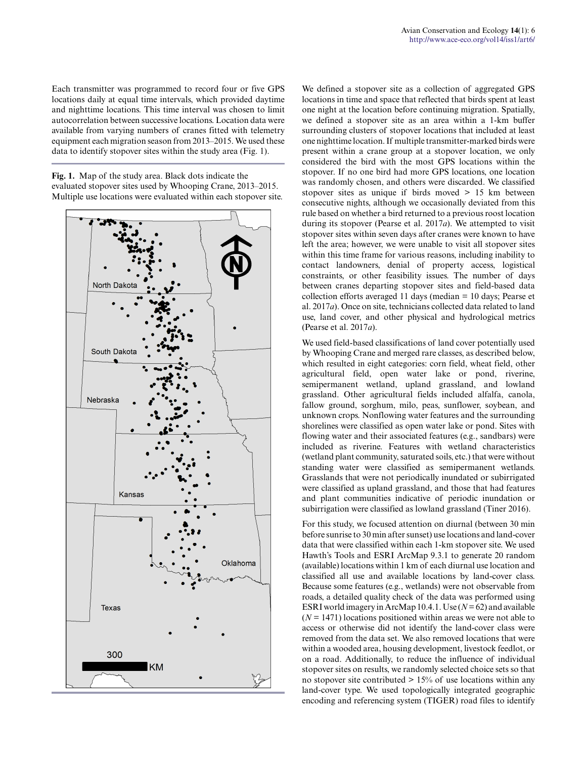Each transmitter was programmed to record four or five GPS locations daily at equal time intervals, which provided daytime and nighttime locations. This time interval was chosen to limit autocorrelation between successive locations. Location data were available from varying numbers of cranes fitted with telemetry equipment each migration season from 2013–2015. We used these data to identify stopover sites within the study area (Fig. 1).

**Fig. 1.** Map of the study area. Black dots indicate the evaluated stopover sites used by Whooping Crane, 2013–2015. Multiple use locations were evaluated within each stopover site.

We defined a stopover site as a collection of aggregated GPS locations in time and space that reflected that birds spent at least one night at the location before continuing migration. Spatially, we defined a stopover site as an area within a 1-km buffer surrounding clusters of stopover locations that included at least one nighttime location. If multiple transmitter-marked birds were present within a crane group at a stopover location, we only considered the bird with the most GPS locations within the stopover. If no one bird had more GPS locations, one location was randomly chosen, and others were discarded. We classified stopover sites as unique if birds moved > 15 km between consecutive nights, although we occasionally deviated from this rule based on whether a bird returned to a previous roost location during its stopover (Pearse et al. 2017*a*). We attempted to visit stopover sites within seven days after cranes were known to have left the area; however, we were unable to visit all stopover sites within this time frame for various reasons, including inability to contact landowners, denial of property access, logistical constraints, or other feasibility issues. The number of days between cranes departing stopover sites and field-based data collection efforts averaged 11 days (median = 10 days; Pearse et al. 2017*a*). Once on site, technicians collected data related to land use, land cover, and other physical and hydrological metrics (Pearse et al. 2017*a*).

We used field-based classifications of land cover potentially used by Whooping Crane and merged rare classes, as described below, which resulted in eight categories: corn field, wheat field, other agricultural field, open water lake or pond, riverine, semipermanent wetland, upland grassland, and lowland grassland. Other agricultural fields included alfalfa, canola, fallow ground, sorghum, milo, peas, sunflower, soybean, and unknown crops. Nonflowing water features and the surrounding shorelines were classified as open water lake or pond. Sites with flowing water and their associated features (e.g., sandbars) were included as riverine. Features with wetland characteristics (wetland plant community, saturated soils, etc.) that were without standing water were classified as semipermanent wetlands. Grasslands that were not periodically inundated or subirrigated were classified as upland grassland, and those that had features and plant communities indicative of periodic inundation or subirrigation were classified as lowland grassland (Tiner 2016).

For this study, we focused attention on diurnal (between 30 min before sunrise to 30 min after sunset) use locations and land-cover data that were classified within each 1-km stopover site. We used Hawth's Tools and ESRI ArcMap 9.3.1 to generate 20 random (available) locations within 1 km of each diurnal use location and classified all use and available locations by land-cover class. Because some features (e.g., wetlands) were not observable from roads, a detailed quality check of the data was performed using ESRI world imagery in ArcMap 10.4.1. Use ($N = 62$) and available ($N = 1471$) locations positioned within areas we were not able to access or otherwise did not identify the land-cover class were removed from the data set. We also removed locations that were within a wooded area, housing development, livestock feedlot, or on a road. Additionally, to reduce the influence of individual stopover sites on results, we randomly selected choice sets so that no stopover site contributed > 15% of use locations within any land-cover type. We used topologically integrated geographic encoding and referencing system (TIGER) road files to identify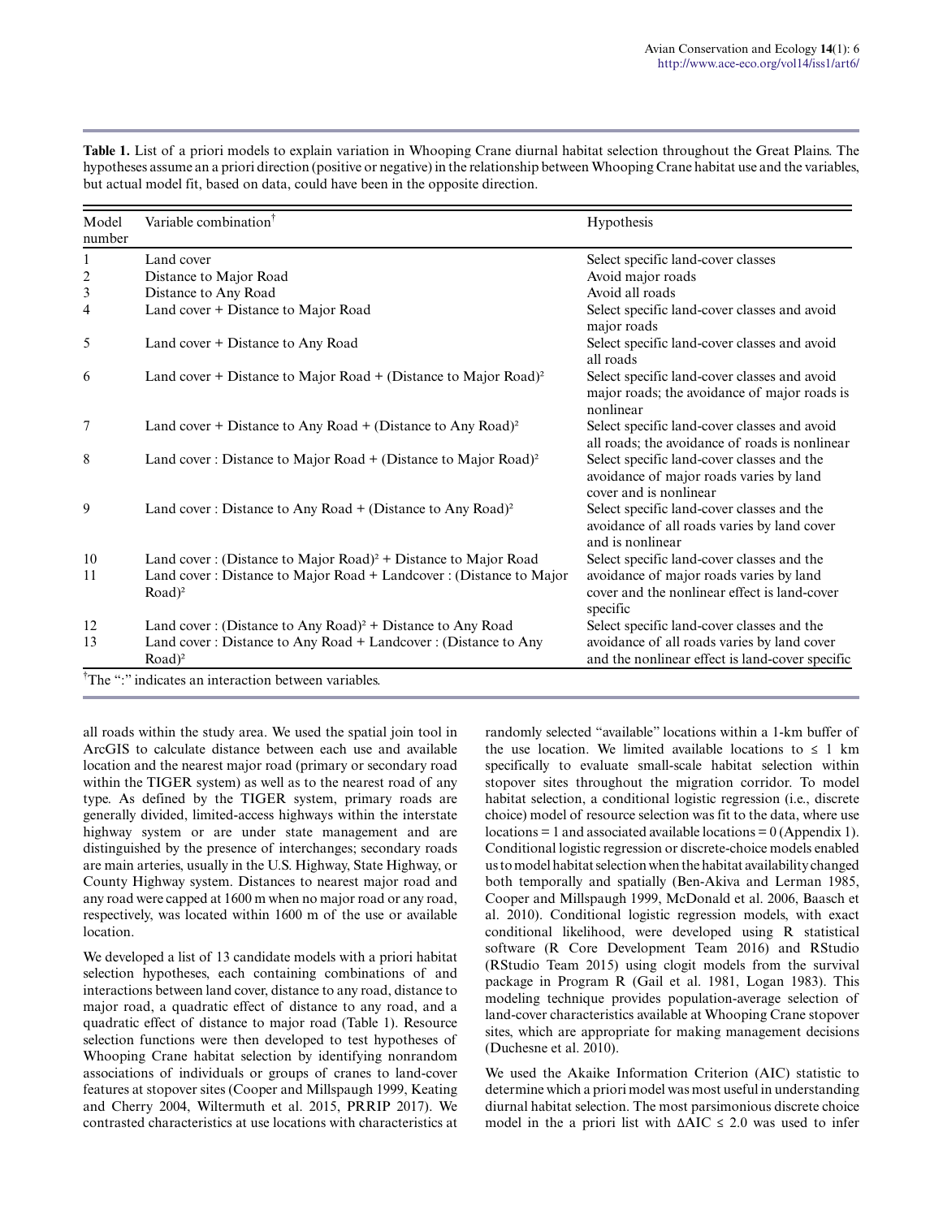**Table 1.** List of a priori models to explain variation in Whooping Crane diurnal habitat selection throughout the Great Plains. The hypotheses assume an a priori direction (positive or negative) in the relationship between Whooping Crane habitat use and the variables, but actual model fit, based on data, could have been in the opposite direction.

| Model number | Variable combination[†] | Hypothesis |
|---|---|---|
| 1 | Land cover | Select specific land-cover classes |
| 2 | Distance to Major Road | Avoid major roads |
| 3 | Distance to Any Road | Avoid all roads |
| 4 | Land cover + Distance to Major Road | Select specific land-cover classes and avoid major roads |
| 5 | Land cover + Distance to Any Road | Select specific land-cover classes and avoid all roads |
| 6 | Land cover + Distance to Major Road + (Distance to Major Road)² | Select specific land-cover classes and avoid major roads; the avoidance of major roads is nonlinear |
| 7 | Land cover + Distance to Any Road + (Distance to Any Road)² | Select specific land-cover classes and avoid all roads; the avoidance of roads is nonlinear |
| 8 | Land cover : Distance to Major Road + (Distance to Major Road)² | Select specific land-cover classes and the avoidance of major roads varies by land cover and is nonlinear |
| 9 | Land cover : Distance to Any Road + (Distance to Any Road)² | Select specific land-cover classes and the avoidance of all roads varies by land cover and is nonlinear |
| 10 | Land cover : (Distance to Major Road)² + Distance to Major Road | Select specific land-cover classes and the avoidance of major roads varies by land cover and the nonlinear effect is land-cover specific |
| 11 | Land cover : Distance to Major Road + Landcover : (Distance to Major Road)² | |
| 12 | Land cover : (Distance to Any Road)² + Distance to Any Road | Select specific land-cover classes and the avoidance of all roads varies by land cover and the nonlinear effect is land-cover specific |
| 13 | Land cover : Distance to Any Road + Landcover : (Distance to Any Road)² | |

[†]The ":" indicates an interaction between variables.

all roads within the study area. We used the spatial join tool in ArcGIS to calculate distance between each use and available location and the nearest major road (primary or secondary road within the TIGER system) as well as to the nearest road of any type. As defined by the TIGER system, primary roads are generally divided, limited-access highways within the interstate highway system or are under state management and are distinguished by the presence of interchanges; secondary roads are main arteries, usually in the U.S. Highway, State Highway, or County Highway system. Distances to nearest major road and any road were capped at 1600 m when no major road or any road, respectively, was located within 1600 m of the use or available location.

We developed a list of 13 candidate models with a priori habitat selection hypotheses, each containing combinations of and interactions between land cover, distance to any road, distance to major road, a quadratic effect of distance to any road, and a quadratic effect of distance to major road (Table 1). Resource selection functions were then developed to test hypotheses of Whooping Crane habitat selection by identifying nonrandom associations of individuals or groups of cranes to land-cover features at stopover sites (Cooper and Millspaugh 1999, Keating and Cherry 2004, Wiltermuth et al. 2015, PRRIP 2017). We contrasted characteristics at use locations with characteristics at randomly selected "available" locations within a 1-km buffer of the use location. We limited available locations to ≤ 1 km specifically to evaluate small-scale habitat selection within stopover sites throughout the migration corridor. To model habitat selection, a conditional logistic regression (i.e., discrete choice) model of resource selection was fit to the data, where use locations = 1 and associated available locations = 0 (Appendix 1). Conditional logistic regression or discrete-choice models enabled us to model habitat selection when the habitat availability changed both temporally and spatially (Ben-Akiva and Lerman 1985, Cooper and Millspaugh 1999, McDonald et al. 2006, Baasch et al. 2010). Conditional logistic regression models, with exact conditional likelihood, were developed using R statistical software (R Core Development Team 2016) and RStudio (RStudio Team 2015) using clogit models from the survival package in Program R (Gail et al. 1981, Logan 1983). This modeling technique provides population-average selection of land-cover characteristics available at Whooping Crane stopover sites, which are appropriate for making management decisions (Duchesne et al. 2010).

We used the Akaike Information Criterion (AIC) statistic to determine which a priori model was most useful in understanding diurnal habitat selection. The most parsimonious discrete choice model in the a priori list with ΔAIC ≤ 2.0 was used to infer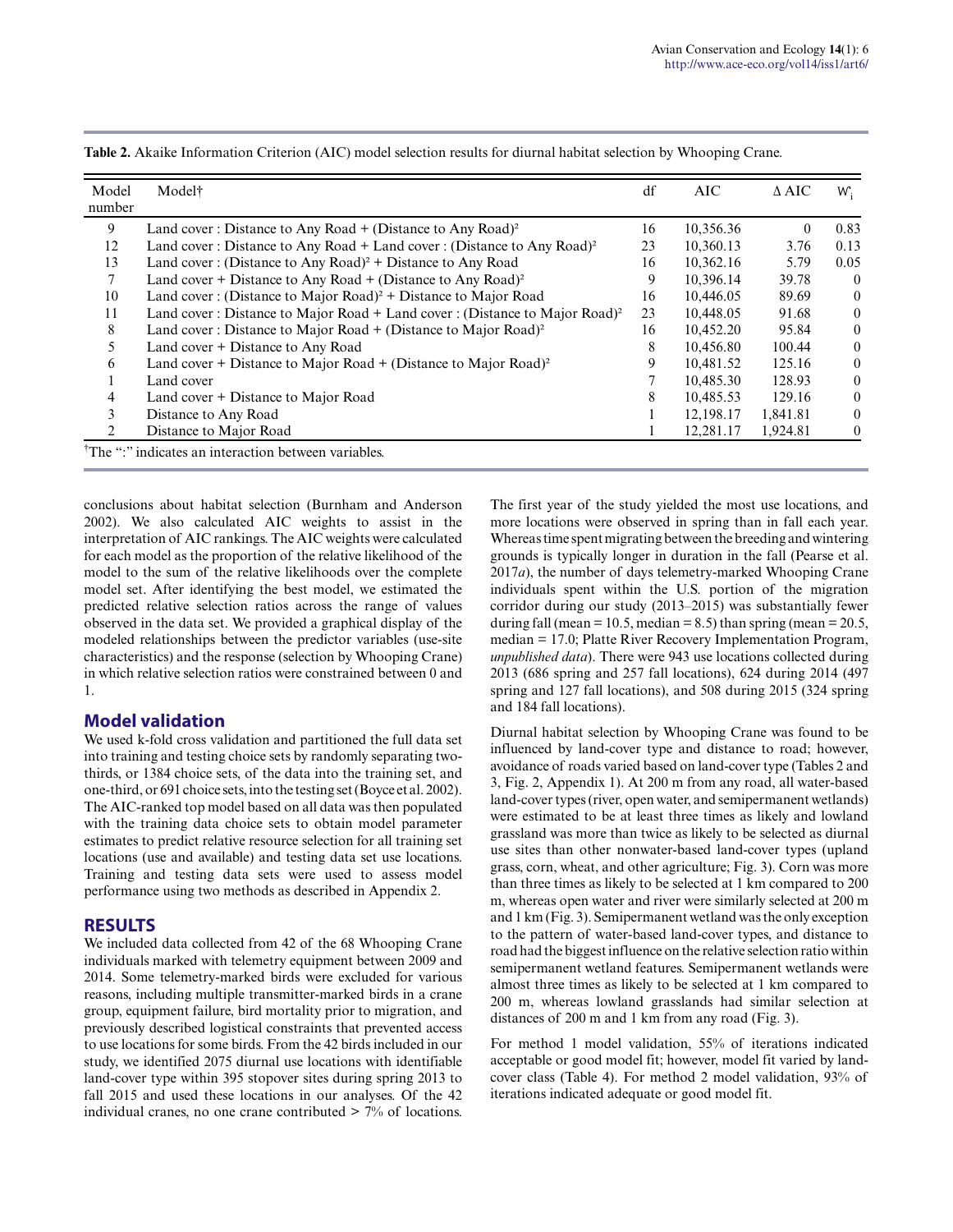**Table 2.** Akaike Information Criterion (AIC) model selection results for diurnal habitat selection by Whooping Crane.

| Model number | Model† | df | AIC | Δ AIC | $W_i$ |
|---|---|---|---|---|---|
| 9 | Land cover : Distance to Any Road + (Distance to Any Road)² | 16 | 10,356.36 | 0 | 0.83 |
| 12 | Land cover : Distance to Any Road + Land cover : (Distance to Any Road)² | 23 | 10,360.13 | 3.76 | 0.13 |
| 13 | Land cover : (Distance to Any Road)² + Distance to Any Road | 16 | 10,362.16 | 5.79 | 0.05 |
| 7 | Land cover + Distance to Any Road + (Distance to Any Road)² | 9 | 10,396.14 | 39.78 | 0 |
| 10 | Land cover : (Distance to Major Road)² + Distance to Major Road | 16 | 10,446.05 | 89.69 | 0 |
| 11 | Land cover : Distance to Major Road + Land cover : (Distance to Major Road)² | 23 | 10,448.05 | 91.68 | 0 |
| 8 | Land cover : Distance to Major Road + (Distance to Major Road)² | 16 | 10,452.20 | 95.84 | 0 |
| 5 | Land cover + Distance to Any Road | 8 | 10,456.80 | 100.44 | 0 |
| 6 | Land cover + Distance to Major Road + (Distance to Major Road)² | 9 | 10,481.52 | 125.16 | 0 |
| 1 | Land cover | 7 | 10,485.30 | 128.93 | 0 |
| 4 | Land cover + Distance to Major Road | 8 | 10,485.53 | 129.16 | 0 |
| 3 | Distance to Any Road | 1 | 12,198.17 | 1,841.81 | 0 |
| 2 | Distance to Major Road | 1 | 12,281.17 | 1,924.81 | 0 |

†The ":" indicates an interaction between variables.

conclusions about habitat selection (Burnham and Anderson 2002). We also calculated AIC weights to assist in the interpretation of AIC rankings. The AIC weights were calculated for each model as the proportion of the relative likelihood of the model to the sum of the relative likelihoods over the complete model set. After identifying the best model, we estimated the predicted relative selection ratios across the range of values observed in the data set. We provided a graphical display of the modeled relationships between the predictor variables (use-site characteristics) and the response (selection by Whooping Crane) in which relative selection ratios were constrained between 0 and 1.

## Model validation

We used k-fold cross validation and partitioned the full data set into training and testing choice sets by randomly separating two-thirds, or 1384 choice sets, of the data into the training set, and one-third, or 691 choice sets, into the testing set (Boyce et al. 2002). The AIC-ranked top model based on all data was then populated with the training data choice sets to obtain model parameter estimates to predict relative resource selection for all training set locations (use and available) and testing data set use locations. Training and testing data sets were used to assess model performance using two methods as described in Appendix 2.

## RESULTS

We included data collected from 42 of the 68 Whooping Crane individuals marked with telemetry equipment between 2009 and 2014. Some telemetry-marked birds were excluded for various reasons, including multiple transmitter-marked birds in a crane group, equipment failure, bird mortality prior to migration, and previously described logistical constraints that prevented access to use locations for some birds. From the 42 birds included in our study, we identified 2075 diurnal use locations with identifiable land-cover type within 395 stopover sites during spring 2013 to fall 2015 and used these locations in our analyses. Of the 42 individual cranes, no one crane contributed > 7% of locations. The first year of the study yielded the most use locations, and more locations were observed in spring than in fall each year. Whereas time spent migrating between the breeding and wintering grounds is typically longer in duration in the fall (Pearse et al. 2017*a*), the number of days telemetry-marked Whooping Crane individuals spent within the U.S. portion of the migration corridor during our study (2013–2015) was substantially fewer during fall (mean = 10.5, median = 8.5) than spring (mean = 20.5, median = 17.0; Platte River Recovery Implementation Program, *unpublished data*). There were 943 use locations collected during 2013 (686 spring and 257 fall locations), 624 during 2014 (497 spring and 127 fall locations), and 508 during 2015 (324 spring and 184 fall locations).

Diurnal habitat selection by Whooping Crane was found to be influenced by land-cover type and distance to road; however, avoidance of roads varied based on land-cover type (Tables 2 and 3, Fig. 2, Appendix 1). At 200 m from any road, all water-based land-cover types (river, open water, and semipermanent wetlands) were estimated to be at least three times as likely and lowland grassland was more than twice as likely to be selected as diurnal use sites than other nonwater-based land-cover types (upland grass, corn, wheat, and other agriculture; Fig. 3). Corn was more than three times as likely to be selected at 1 km compared to 200 m, whereas open water and river were similarly selected at 200 m and 1 km (Fig. 3). Semipermanent wetland was the only exception to the pattern of water-based land-cover types, and distance to road had the biggest influence on the relative selection ratio within semipermanent wetland features. Semipermanent wetlands were almost three times as likely to be selected at 1 km compared to 200 m, whereas lowland grasslands had similar selection at distances of 200 m and 1 km from any road (Fig. 3).

For method 1 model validation, 55% of iterations indicated acceptable or good model fit; however, model fit varied by land-cover class (Table 4). For method 2 model validation, 93% of iterations indicated adequate or good model fit.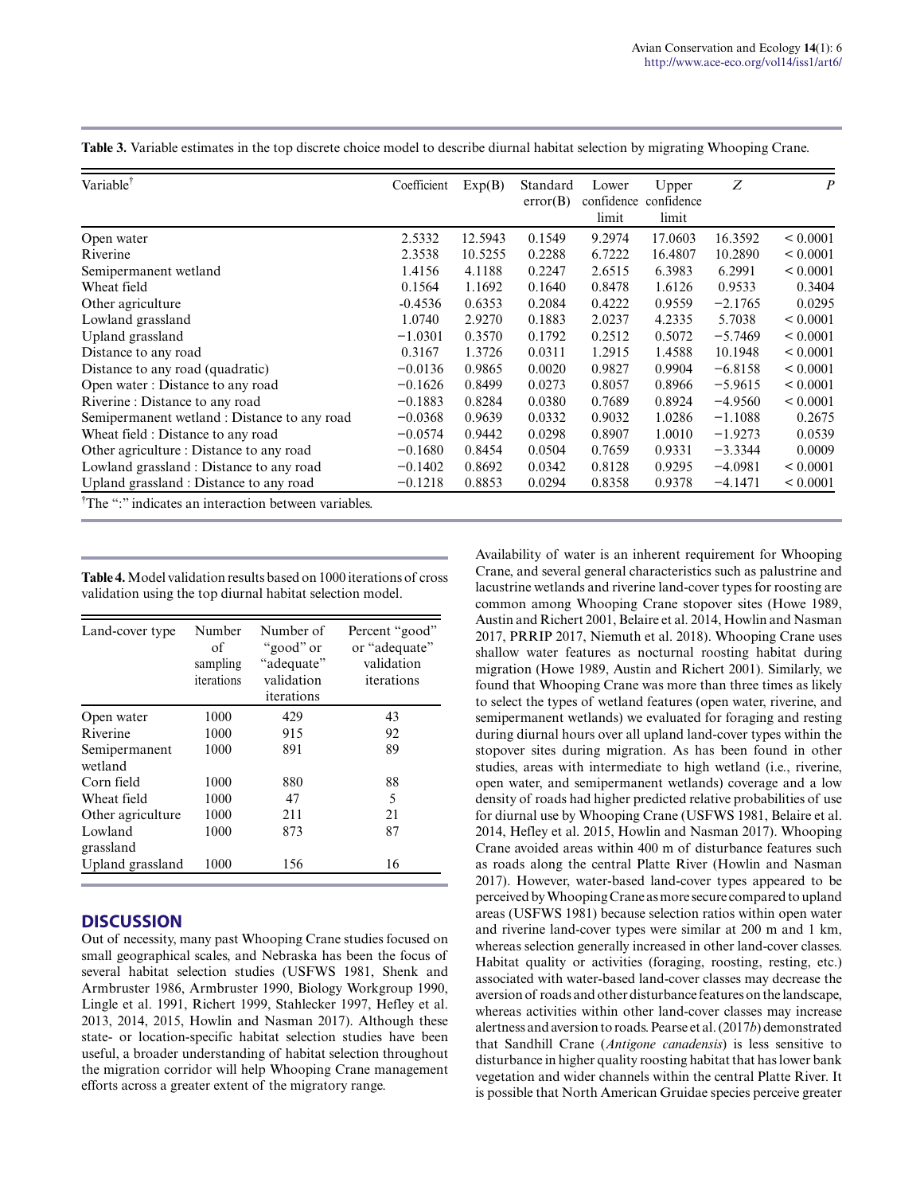**Table 3.** Variable estimates in the top discrete choice model to describe diurnal habitat selection by migrating Whooping Crane.

| Variable[†] | Coefficient | Exp(B) | Standard error(B) | Lower confidence limit | Upper confidence limit | Z | P |
|---|---|---|---|---|---|---|---|
| Open water | 2.5332 | 12.5943 | 0.1549 | 9.2974 | 17.0603 | 16.3592 | < 0.0001 |
| Riverine | 2.3538 | 10.5255 | 0.2288 | 6.7222 | 16.4807 | 10.2890 | < 0.0001 |
| Semipermanent wetland | 1.4156 | 4.1188 | 0.2247 | 2.6515 | 6.3983 | 6.2991 | < 0.0001 |
| Wheat field | 0.1564 | 1.1692 | 0.1640 | 0.8478 | 1.6126 | 0.9533 | 0.3404 |
| Other agriculture | -0.4536 | 0.6353 | 0.2084 | 0.4222 | 0.9559 | −2.1765 | 0.0295 |
| Lowland grassland | 1.0740 | 2.9270 | 0.1883 | 2.0237 | 4.2335 | 5.7038 | < 0.0001 |
| Upland grassland | −1.0301 | 0.3570 | 0.1792 | 0.2512 | 0.5072 | −5.7469 | < 0.0001 |
| Distance to any road | 0.3167 | 1.3726 | 0.0311 | 1.2915 | 1.4588 | 10.1948 | < 0.0001 |
| Distance to any road (quadratic) | −0.0136 | 0.9865 | 0.0020 | 0.9827 | 0.9904 | −6.8158 | < 0.0001 |
| Open water : Distance to any road | −0.1626 | 0.8499 | 0.0273 | 0.8057 | 0.8966 | −5.9615 | < 0.0001 |
| Riverine : Distance to any road | −0.1883 | 0.8284 | 0.0380 | 0.7689 | 0.8924 | −4.9560 | < 0.0001 |
| Semipermanent wetland : Distance to any road | −0.0368 | 0.9639 | 0.0332 | 0.9032 | 1.0286 | −1.1088 | 0.2675 |
| Wheat field : Distance to any road | −0.0574 | 0.9442 | 0.0298 | 0.8907 | 1.0010 | −1.9273 | 0.0539 |
| Other agriculture : Distance to any road | −0.1680 | 0.8454 | 0.0504 | 0.7659 | 0.9331 | −3.3344 | 0.0009 |
| Lowland grassland : Distance to any road | −0.1402 | 0.8692 | 0.0342 | 0.8128 | 0.9295 | −4.0981 | < 0.0001 |
| Upland grassland : Distance to any road | −0.1218 | 0.8853 | 0.0294 | 0.8358 | 0.9378 | −4.1471 | < 0.0001 |

[†]The ":" indicates an interaction between variables.

**Table 4.** Model validation results based on 1000 iterations of cross validation using the top diurnal habitat selection model.

| Land-cover type | Number of sampling iterations | Number of "good" or "adequate" validation iterations | Percent "good" or "adequate" validation iterations |
|---|---|---|---|
| Open water | 1000 | 429 | 43 |
| Riverine | 1000 | 915 | 92 |
| Semipermanent wetland | 1000 | 891 | 89 |
| Corn field | 1000 | 880 | 88 |
| Wheat field | 1000 | 47 | 5 |
| Other agriculture | 1000 | 211 | 21 |
| Lowland grassland | 1000 | 873 | 87 |
| Upland grassland | 1000 | 156 | 16 |

## DISCUSSION

Out of necessity, many past Whooping Crane studies focused on small geographical scales, and Nebraska has been the focus of several habitat selection studies (USFWS 1981, Shenk and Armbruster 1986, Armbruster 1990, Biology Workgroup 1990, Lingle et al. 1991, Richert 1999, Stahlecker 1997, Hefley et al. 2013, 2014, 2015, Howlin and Nasman 2017). Although these state- or location-specific habitat selection studies have been useful, a broader understanding of habitat selection throughout the migration corridor will help Whooping Crane management efforts across a greater extent of the migratory range.

Availability of water is an inherent requirement for Whooping Crane, and several general characteristics such as palustrine and lacustrine wetlands and riverine land-cover types for roosting are common among Whooping Crane stopover sites (Howe 1989, Austin and Richert 2001, Belaire et al. 2014, Howlin and Nasman 2017, PRRIP 2017, Niemuth et al. 2018). Whooping Crane uses shallow water features as nocturnal roosting habitat during migration (Howe 1989, Austin and Richert 2001). Similarly, we found that Whooping Crane was more than three times as likely to select the types of wetland features (open water, riverine, and semipermanent wetlands) we evaluated for foraging and resting during diurnal hours over all upland land-cover types within the stopover sites during migration. As has been found in other studies, areas with intermediate to high wetland (i.e., riverine, open water, and semipermanent wetlands) coverage and a low density of roads had higher predicted relative probabilities of use for diurnal use by Whooping Crane (USFWS 1981, Belaire et al. 2014, Hefley et al. 2015, Howlin and Nasman 2017). Whooping Crane avoided areas within 400 m of disturbance features such as roads along the central Platte River (Howlin and Nasman 2017). However, water-based land-cover types appeared to be perceived by Whooping Crane as more secure compared to upland areas (USFWS 1981) because selection ratios within open water and riverine land-cover types were similar at 200 m and 1 km, whereas selection generally increased in other land-cover classes. Habitat quality or activities (foraging, roosting, resting, etc.) associated with water-based land-cover classes may decrease the aversion of roads and other disturbance features on the landscape, whereas activities within other land-cover classes may increase alertness and aversion to roads. Pearse et al. (2017*b*) demonstrated that Sandhill Crane (*Antigone canadensis*) is less sensitive to disturbance in higher quality roosting habitat that has lower bank vegetation and wider channels within the central Platte River. It is possible that North American Gruidae species perceive greater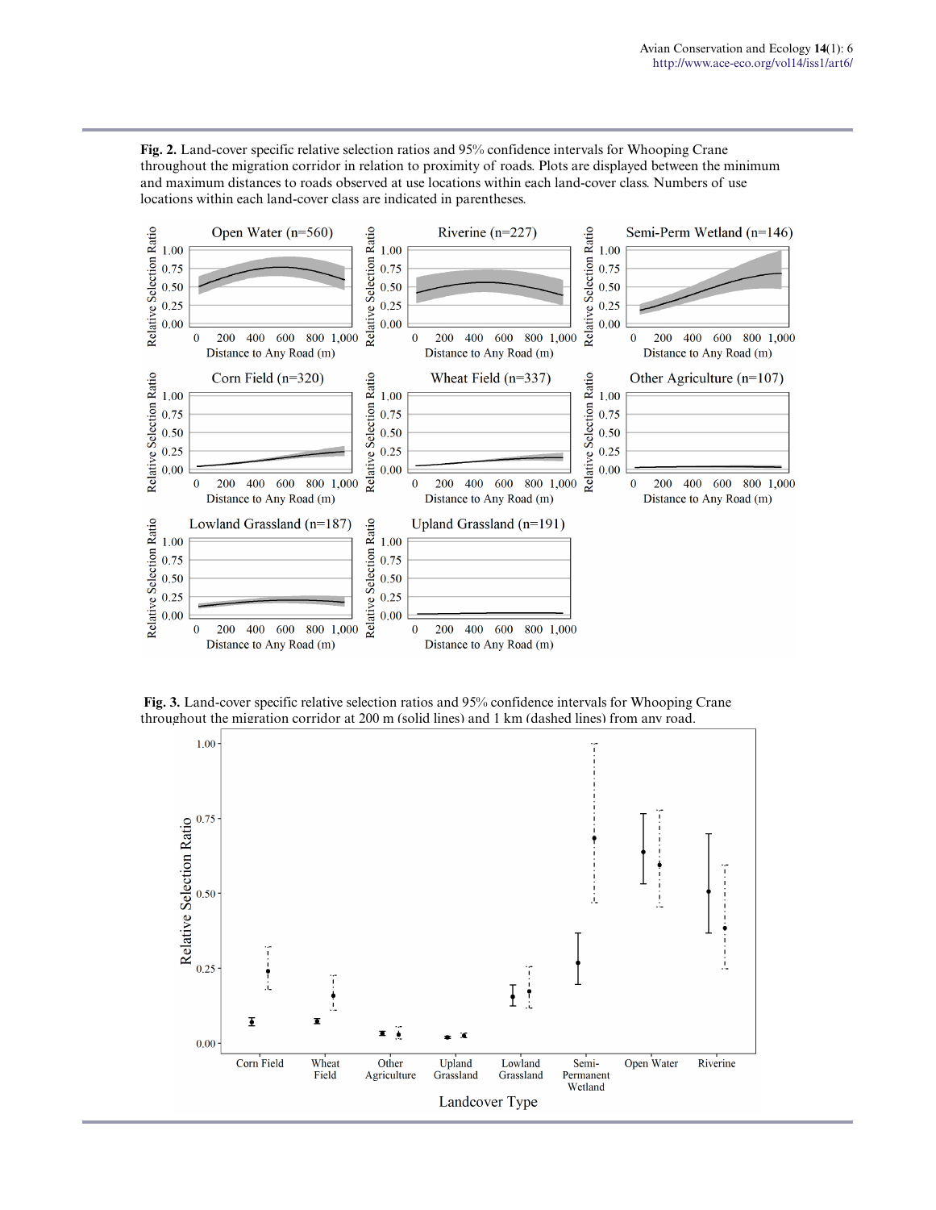**Fig. 2.** Land-cover specific relative selection ratios and 95% confidence intervals for Whooping Crane throughout the migration corridor in relation to proximity of roads. Plots are displayed between the minimum and maximum distances to roads observed at use locations within each land-cover class. Numbers of use locations within each land-cover class are indicated in parentheses.

**Fig. 3.** Land-cover specific relative selection ratios and 95% confidence intervals for Whooping Crane throughout the migration corridor at 200 m (solid lines) and 1 km (dashed lines) from any road.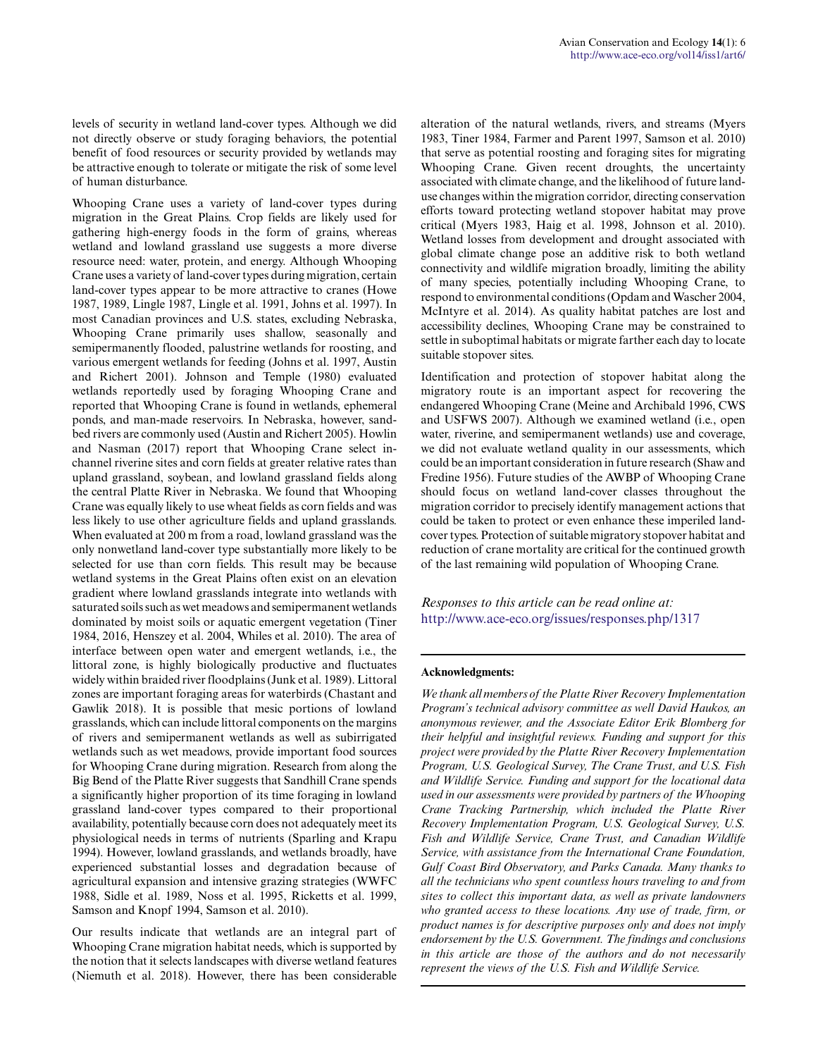levels of security in wetland land-cover types. Although we did not directly observe or study foraging behaviors, the potential benefit of food resources or security provided by wetlands may be attractive enough to tolerate or mitigate the risk of some level of human disturbance.

Whooping Crane uses a variety of land-cover types during migration in the Great Plains. Crop fields are likely used for gathering high-energy foods in the form of grains, whereas wetland and lowland grassland use suggests a more diverse resource need: water, protein, and energy. Although Whooping Crane uses a variety of land-cover types during migration, certain land-cover types appear to be more attractive to cranes (Howe 1987, 1989, Lingle 1987, Lingle et al. 1991, Johns et al. 1997). In most Canadian provinces and U.S. states, excluding Nebraska, Whooping Crane primarily uses shallow, seasonally and semipermanently flooded, palustrine wetlands for roosting, and various emergent wetlands for feeding (Johns et al. 1997, Austin and Richert 2001). Johnson and Temple (1980) evaluated wetlands reportedly used by foraging Whooping Crane and reported that Whooping Crane is found in wetlands, ephemeral ponds, and man-made reservoirs. In Nebraska, however, sand-bed rivers are commonly used (Austin and Richert 2005). Howlin and Nasman (2017) report that Whooping Crane select in-channel riverine sites and corn fields at greater relative rates than upland grassland, soybean, and lowland grassland fields along the central Platte River in Nebraska. We found that Whooping Crane was equally likely to use wheat fields as corn fields and was less likely to use other agriculture fields and upland grasslands. When evaluated at 200 m from a road, lowland grassland was the only nonwetland land-cover type substantially more likely to be selected for use than corn fields. This result may be because wetland systems in the Great Plains often exist on an elevation gradient where lowland grasslands integrate into wetlands with saturated soils such as wet meadows and semipermanent wetlands dominated by moist soils or aquatic emergent vegetation (Tiner 1984, 2016, Henszey et al. 2004, Whiles et al. 2010). The area of interface between open water and emergent wetlands, i.e., the littoral zone, is highly biologically productive and fluctuates widely within braided river floodplains (Junk et al. 1989). Littoral zones are important foraging areas for waterbirds (Chastant and Gawlik 2018). It is possible that mesic portions of lowland grasslands, which can include littoral components on the margins of rivers and semipermanent wetlands as well as subirrigated wetlands such as wet meadows, provide important food sources for Whooping Crane during migration. Research from along the Big Bend of the Platte River suggests that Sandhill Crane spends a significantly higher proportion of its time foraging in lowland grassland land-cover types compared to their proportional availability, potentially because corn does not adequately meet its physiological needs in terms of nutrients (Sparling and Krapu 1994). However, lowland grasslands, and wetlands broadly, have experienced substantial losses and degradation because of agricultural expansion and intensive grazing strategies (WWFC 1988, Sidle et al. 1989, Noss et al. 1995, Ricketts et al. 1999, Samson and Knopf 1994, Samson et al. 2010).

Our results indicate that wetlands are an integral part of Whooping Crane migration habitat needs, which is supported by the notion that it selects landscapes with diverse wetland features (Niemuth et al. 2018). However, there has been considerable alteration of the natural wetlands, rivers, and streams (Myers 1983, Tiner 1984, Farmer and Parent 1997, Samson et al. 2010) that serve as potential roosting and foraging sites for migrating Whooping Crane. Given recent droughts, the uncertainty associated with climate change, and the likelihood of future land-use changes within the migration corridor, directing conservation efforts toward protecting wetland stopover habitat may prove critical (Myers 1983, Haig et al. 1998, Johnson et al. 2010). Wetland losses from development and drought associated with global climate change pose an additive risk to both wetland connectivity and wildlife migration broadly, limiting the ability of many species, potentially including Whooping Crane, to respond to environmental conditions (Opdam and Wascher 2004, McIntyre et al. 2014). As quality habitat patches are lost and accessibility declines, Whooping Crane may be constrained to settle in suboptimal habitats or migrate farther each day to locate suitable stopover sites.

Identification and protection of stopover habitat along the migratory route is an important aspect for recovering the endangered Whooping Crane (Meine and Archibald 1996, CWS and USFWS 2007). Although we examined wetland (i.e., open water, riverine, and semipermanent wetlands) use and coverage, we did not evaluate wetland quality in our assessments, which could be an important consideration in future research (Shaw and Fredine 1956). Future studies of the AWBP of Whooping Crane should focus on wetland land-cover classes throughout the migration corridor to precisely identify management actions that could be taken to protect or even enhance these imperiled land-cover types. Protection of suitable migratory stopover habitat and reduction of crane mortality are critical for the continued growth of the last remaining wild population of Whooping Crane.

*Responses to this article can be read online at:*
http://www.ace-eco.org/issues/responses.php/1317

**Acknowledgments:**

*We thank all members of the Platte River Recovery Implementation Program's technical advisory committee as well David Haukos, an anonymous reviewer, and the Associate Editor Erik Blomberg for their helpful and insightful reviews. Funding and support for this project were provided by the Platte River Recovery Implementation Program, U.S. Geological Survey, The Crane Trust, and U.S. Fish and Wildlife Service. Funding and support for the locational data used in our assessments were provided by partners of the Whooping Crane Tracking Partnership, which included the Platte River Recovery Implementation Program, U.S. Geological Survey, U.S. Fish and Wildlife Service, Crane Trust, and Canadian Wildlife Service, with assistance from the International Crane Foundation, Gulf Coast Bird Observatory, and Parks Canada. Many thanks to all the technicians who spent countless hours traveling to and from sites to collect this important data, as well as private landowners who granted access to these locations. Any use of trade, firm, or product names is for descriptive purposes only and does not imply endorsement by the U.S. Government. The findings and conclusions in this article are those of the authors and do not necessarily represent the views of the U.S. Fish and Wildlife Service.*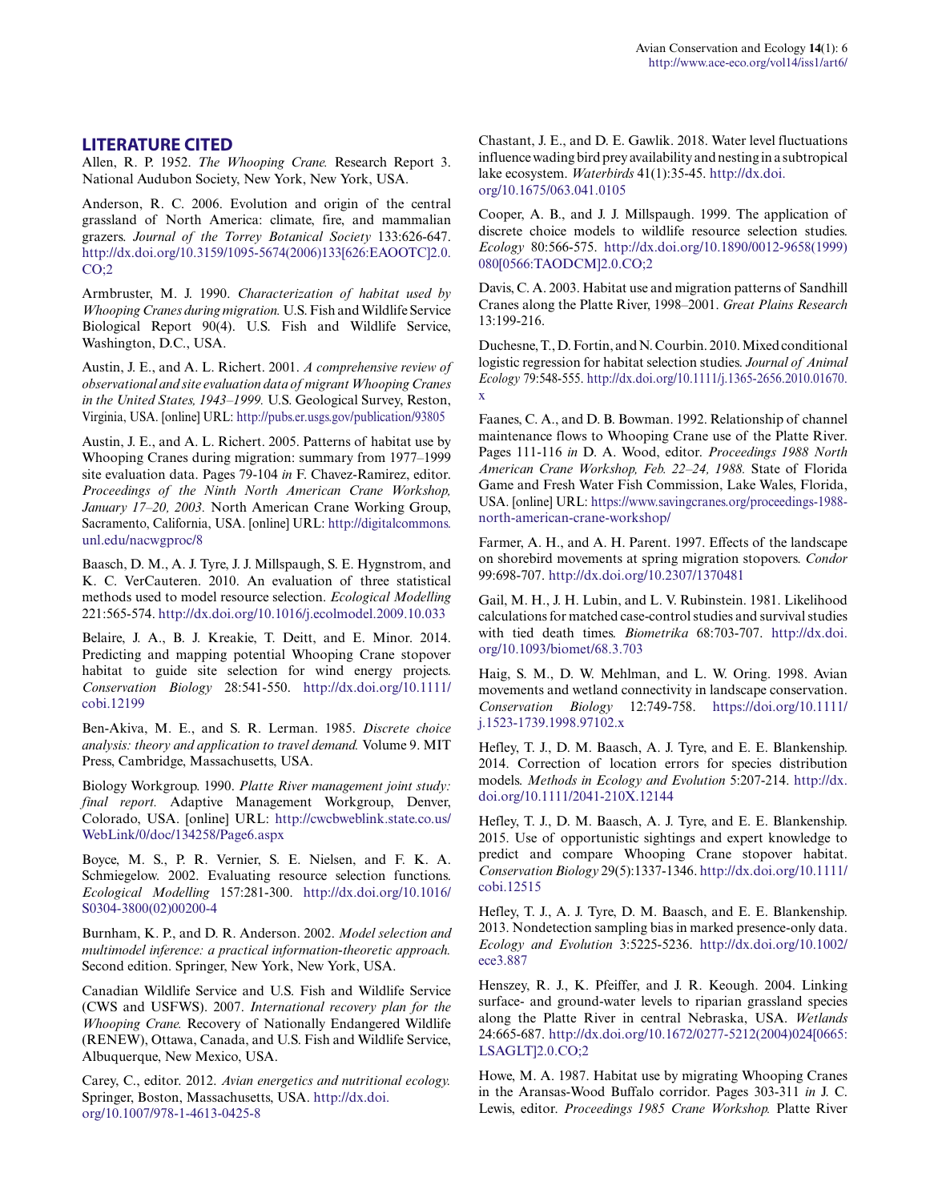## LITERATURE CITED

Allen, R. P. 1952. *The Whooping Crane.* Research Report 3. National Audubon Society, New York, New York, USA.

Anderson, R. C. 2006. Evolution and origin of the central grassland of North America: climate, fire, and mammalian grazers. *Journal of the Torrey Botanical Society* 133:626-647. http://dx.doi.org/10.3159/1095-5674(2006)133[626:EAOOTC]2.0.CO;2

Armbruster, M. J. 1990. *Characterization of habitat used by Whooping Cranes during migration.* U.S. Fish and Wildlife Service Biological Report 90(4). U.S. Fish and Wildlife Service, Washington, D.C., USA.

Austin, J. E., and A. L. Richert. 2001. *A comprehensive review of observational and site evaluation data of migrant Whooping Cranes in the United States, 1943–1999.* U.S. Geological Survey, Reston, Virginia, USA. [online] URL: http://pubs.er.usgs.gov/publication/93805

Austin, J. E., and A. L. Richert. 2005. Patterns of habitat use by Whooping Cranes during migration: summary from 1977–1999 site evaluation data. Pages 79-104 *in* F. Chavez-Ramirez, editor. *Proceedings of the Ninth North American Crane Workshop, January 17–20, 2003.* North American Crane Working Group, Sacramento, California, USA. [online] URL: http://digitalcommons.unl.edu/nacwgproc/8

Baasch, D. M., A. J. Tyre, J. J. Millspaugh, S. E. Hygnstrom, and K. C. VerCauteren. 2010. An evaluation of three statistical methods used to model resource selection. *Ecological Modelling* 221:565-574. http://dx.doi.org/10.1016/j.ecolmodel.2009.10.033

Belaire, J. A., B. J. Kreakie, T. Deitt, and E. Minor. 2014. Predicting and mapping potential Whooping Crane stopover habitat to guide site selection for wind energy projects. *Conservation Biology* 28:541-550. http://dx.doi.org/10.1111/cobi.12199

Ben-Akiva, M. E., and S. R. Lerman. 1985. *Discrete choice analysis: theory and application to travel demand.* Volume 9. MIT Press, Cambridge, Massachusetts, USA.

Biology Workgroup. 1990. *Platte River management joint study: final report.* Adaptive Management Workgroup, Denver, Colorado, USA. [online] URL: http://cwcbweblink.state.co.us/WebLink/0/doc/134258/Page6.aspx

Boyce, M. S., P. R. Vernier, S. E. Nielsen, and F. K. A. Schmiegelow. 2002. Evaluating resource selection functions. *Ecological Modelling* 157:281-300. http://dx.doi.org/10.1016/S0304-3800(02)00200-4

Burnham, K. P., and D. R. Anderson. 2002. *Model selection and multimodel inference: a practical information-theoretic approach.* Second edition. Springer, New York, New York, USA.

Canadian Wildlife Service and U.S. Fish and Wildlife Service (CWS and USFWS). 2007. *International recovery plan for the Whooping Crane.* Recovery of Nationally Endangered Wildlife (RENEW), Ottawa, Canada, and U.S. Fish and Wildlife Service, Albuquerque, New Mexico, USA.

Carey, C., editor. 2012. *Avian energetics and nutritional ecology.* Springer, Boston, Massachusetts, USA. http://dx.doi.org/10.1007/978-1-4613-0425-8

Chastant, J. E., and D. E. Gawlik. 2018. Water level fluctuations influence wading bird prey availability and nesting in a subtropical lake ecosystem. *Waterbirds* 41(1):35-45. http://dx.doi.org/10.1675/063.041.0105

Cooper, A. B., and J. J. Millspaugh. 1999. The application of discrete choice models to wildlife resource selection studies. *Ecology* 80:566-575. http://dx.doi.org/10.1890/0012-9658(1999)080[0566:TAODCM]2.0.CO;2

Davis, C. A. 2003. Habitat use and migration patterns of Sandhill Cranes along the Platte River, 1998–2001. *Great Plains Research* 13:199-216.

Duchesne, T., D. Fortin, and N. Courbin. 2010. Mixed conditional logistic regression for habitat selection studies. *Journal of Animal Ecology* 79:548-555. http://dx.doi.org/10.1111/j.1365-2656.2010.01670.x

Faanes, C. A., and D. B. Bowman. 1992. Relationship of channel maintenance flows to Whooping Crane use of the Platte River. Pages 111-116 *in* D. A. Wood, editor. *Proceedings 1988 North American Crane Workshop, Feb. 22–24, 1988.* State of Florida Game and Fresh Water Fish Commission, Lake Wales, Florida, USA. [online] URL: https://www.savingcranes.org/proceedings-1988-north-american-crane-workshop/

Farmer, A. H., and A. H. Parent. 1997. Effects of the landscape on shorebird movements at spring migration stopovers. *Condor* 99:698-707. http://dx.doi.org/10.2307/1370481

Gail, M. H., J. H. Lubin, and L. V. Rubinstein. 1981. Likelihood calculations for matched case-control studies and survival studies with tied death times. *Biometrika* 68:703-707. http://dx.doi.org/10.1093/biomet/68.3.703

Haig, S. M., D. W. Mehlman, and L. W. Oring. 1998. Avian movements and wetland connectivity in landscape conservation. *Conservation Biology* 12:749-758. https://doi.org/10.1111/j.1523-1739.1998.97102.x

Hefley, T. J., D. M. Baasch, A. J. Tyre, and E. E. Blankenship. 2014. Correction of location errors for species distribution models. *Methods in Ecology and Evolution* 5:207-214. http://dx.doi.org/10.1111/2041-210X.12144

Hefley, T. J., D. M. Baasch, A. J. Tyre, and E. E. Blankenship. 2015. Use of opportunistic sightings and expert knowledge to predict and compare Whooping Crane stopover habitat. *Conservation Biology* 29(5):1337-1346. http://dx.doi.org/10.1111/cobi.12515

Hefley, T. J., A. J. Tyre, D. M. Baasch, and E. E. Blankenship. 2013. Nondetection sampling bias in marked presence-only data. *Ecology and Evolution* 3:5225-5236. http://dx.doi.org/10.1002/ece3.887

Henszey, R. J., K. Pfeiffer, and J. R. Keough. 2004. Linking surface- and ground-water levels to riparian grassland species along the Platte River in central Nebraska, USA. *Wetlands* 24:665-687. http://dx.doi.org/10.1672/0277-5212(2004)024[0665:LSAGLT]2.0.CO;2

Howe, M. A. 1987. Habitat use by migrating Whooping Cranes in the Aransas-Wood Buffalo corridor. Pages 303-311 *in* J. C. Lewis, editor. *Proceedings 1985 Crane Workshop.* Platte River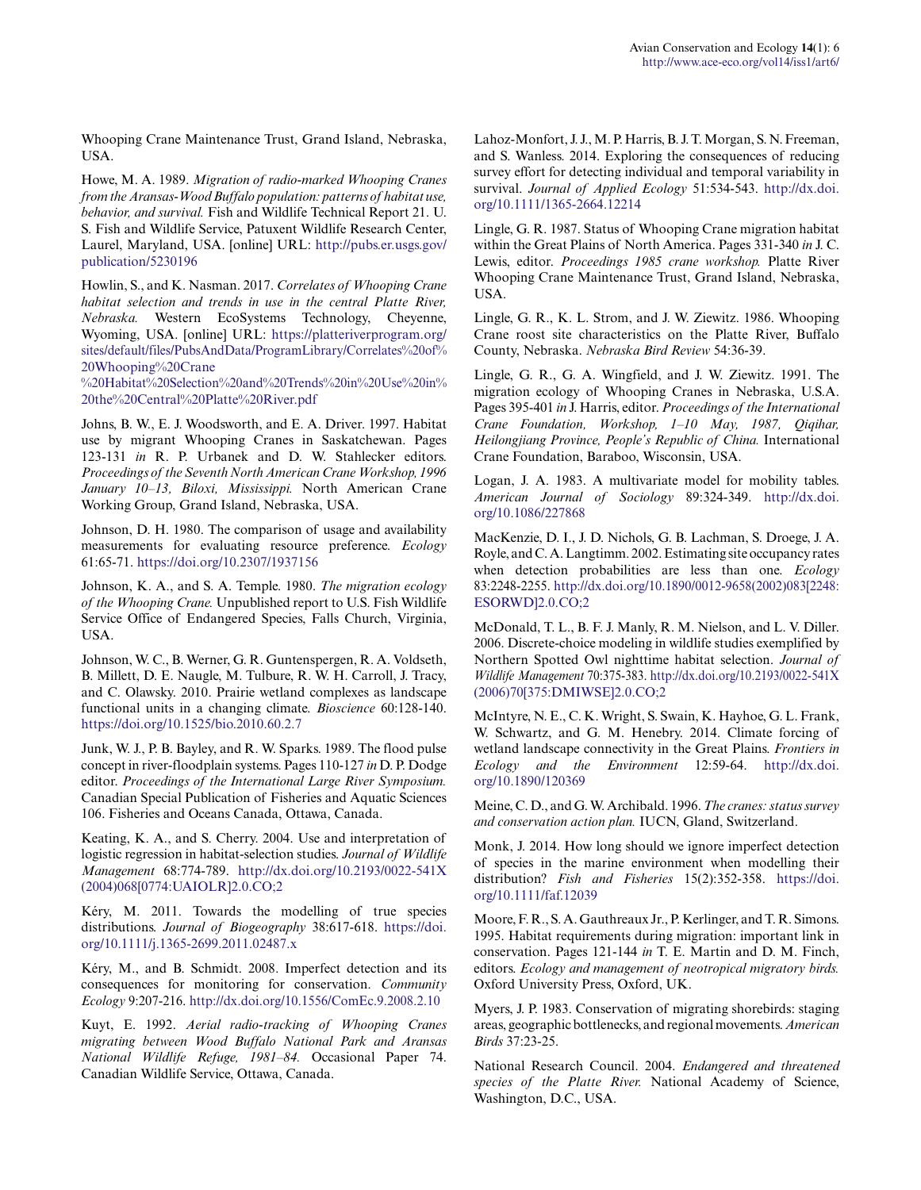Whooping Crane Maintenance Trust, Grand Island, Nebraska, USA.

Howe, M. A. 1989. *Migration of radio-marked Whooping Cranes from the Aransas-Wood Buffalo population: patterns of habitat use, behavior, and survival.* Fish and Wildlife Technical Report 21. U. S. Fish and Wildlife Service, Patuxent Wildlife Research Center, Laurel, Maryland, USA. [online] URL: http://pubs.er.usgs.gov/publication/5230196

Howlin, S., and K. Nasman. 2017. *Correlates of Whooping Crane habitat selection and trends in use in the central Platte River, Nebraska.* Western EcoSystems Technology, Cheyenne, Wyoming, USA. [online] URL: https://platteriverprogram.org/sites/default/files/PubsAndData/ProgramLibrary/Correlates%20of%20Whooping%20Crane%20Habitat%20Selection%20and%20Trends%20in%20Use%20in%20the%20Central%20Platte%20River.pdf

Johns, B. W., E. J. Woodsworth, and E. A. Driver. 1997. Habitat use by migrant Whooping Cranes in Saskatchewan. Pages 123-131 *in* R. P. Urbanek and D. W. Stahlecker editors. *Proceedings of the Seventh North American Crane Workshop, 1996 January 10–13, Biloxi, Mississippi.* North American Crane Working Group, Grand Island, Nebraska, USA.

Johnson, D. H. 1980. The comparison of usage and availability measurements for evaluating resource preference. *Ecology* 61:65-71. https://doi.org/10.2307/1937156

Johnson, K. A., and S. A. Temple. 1980. *The migration ecology of the Whooping Crane.* Unpublished report to U.S. Fish Wildlife Service Office of Endangered Species, Falls Church, Virginia, USA.

Johnson, W. C., B. Werner, G. R. Guntenspergen, R. A. Voldseth, B. Millett, D. E. Naugle, M. Tulbure, R. W. H. Carroll, J. Tracy, and C. Olawsky. 2010. Prairie wetland complexes as landscape functional units in a changing climate. *Bioscience* 60:128-140. https://doi.org/10.1525/bio.2010.60.2.7

Junk, W. J., P. B. Bayley, and R. W. Sparks. 1989. The flood pulse concept in river-floodplain systems. Pages 110-127 *in* D. P. Dodge editor. *Proceedings of the International Large River Symposium.* Canadian Special Publication of Fisheries and Aquatic Sciences 106. Fisheries and Oceans Canada, Ottawa, Canada.

Keating, K. A., and S. Cherry. 2004. Use and interpretation of logistic regression in habitat-selection studies. *Journal of Wildlife Management* 68:774-789. http://dx.doi.org/10.2193/0022-541X(2004)068[0774:UAIOLR]2.0.CO;2

Kéry, M. 2011. Towards the modelling of true species distributions. *Journal of Biogeography* 38:617-618. https://doi.org/10.1111/j.1365-2699.2011.02487.x

Kéry, M., and B. Schmidt. 2008. Imperfect detection and its consequences for monitoring for conservation. *Community Ecology* 9:207-216. http://dx.doi.org/10.1556/ComEc.9.2008.2.10

Kuyt, E. 1992. *Aerial radio-tracking of Whooping Cranes migrating between Wood Buffalo National Park and Aransas National Wildlife Refuge, 1981–84.* Occasional Paper 74. Canadian Wildlife Service, Ottawa, Canada.

Lahoz-Monfort, J. J., M. P. Harris, B. J. T. Morgan, S. N. Freeman, and S. Wanless. 2014. Exploring the consequences of reducing survey effort for detecting individual and temporal variability in survival. *Journal of Applied Ecology* 51:534-543. http://dx.doi.org/10.1111/1365-2664.12214

Lingle, G. R. 1987. Status of Whooping Crane migration habitat within the Great Plains of North America. Pages 331-340 *in* J. C. Lewis, editor. *Proceedings 1985 crane workshop.* Platte River Whooping Crane Maintenance Trust, Grand Island, Nebraska, USA.

Lingle, G. R., K. L. Strom, and J. W. Ziewitz. 1986. Whooping Crane roost site characteristics on the Platte River, Buffalo County, Nebraska. *Nebraska Bird Review* 54:36-39.

Lingle, G. R., G. A. Wingfield, and J. W. Ziewitz. 1991. The migration ecology of Whooping Cranes in Nebraska, U.S.A. Pages 395-401 *in* J. Harris, editor. *Proceedings of the International Crane Foundation, Workshop, 1–10 May, 1987, Qiqihar, Heilongjiang Province, People's Republic of China.* International Crane Foundation, Baraboo, Wisconsin, USA.

Logan, J. A. 1983. A multivariate model for mobility tables. *American Journal of Sociology* 89:324-349. http://dx.doi.org/10.1086/227868

MacKenzie, D. I., J. D. Nichols, G. B. Lachman, S. Droege, J. A. Royle, and C. A. Langtimm. 2002. Estimating site occupancy rates when detection probabilities are less than one. *Ecology* 83:2248-2255. http://dx.doi.org/10.1890/0012-9658(2002)083[2248:ESORWD]2.0.CO;2

McDonald, T. L., B. F. J. Manly, R. M. Nielson, and L. V. Diller. 2006. Discrete-choice modeling in wildlife studies exemplified by Northern Spotted Owl nighttime habitat selection. *Journal of Wildlife Management* 70:375-383. http://dx.doi.org/10.2193/0022-541X(2006)70[375:DMIWSE]2.0.CO;2

McIntyre, N. E., C. K. Wright, S. Swain, K. Hayhoe, G. L. Frank, W. Schwartz, and G. M. Henebry. 2014. Climate forcing of wetland landscape connectivity in the Great Plains. *Frontiers in Ecology and the Environment* 12:59-64. http://dx.doi.org/10.1890/120369

Meine, C. D., and G. W. Archibald. 1996. *The cranes: status survey and conservation action plan.* IUCN, Gland, Switzerland.

Monk, J. 2014. How long should we ignore imperfect detection of species in the marine environment when modelling their distribution? *Fish and Fisheries* 15(2):352-358. https://doi.org/10.1111/faf.12039

Moore, F. R., S. A. Gauthreaux Jr., P. Kerlinger, and T. R. Simons. 1995. Habitat requirements during migration: important link in conservation. Pages 121-144 *in* T. E. Martin and D. M. Finch, editors. *Ecology and management of neotropical migratory birds.* Oxford University Press, Oxford, UK.

Myers, J. P. 1983. Conservation of migrating shorebirds: staging areas, geographic bottlenecks, and regional movements. *American Birds* 37:23-25.

National Research Council. 2004. *Endangered and threatened species of the Platte River.* National Academy of Science, Washington, D.C., USA.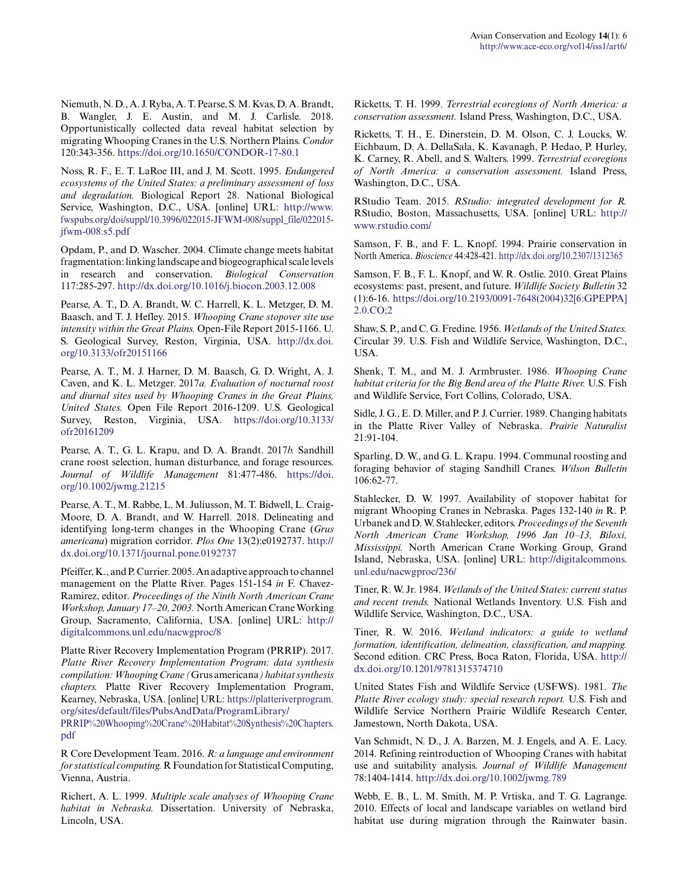Niemuth, N. D., A. J. Ryba, A. T. Pearse, S. M. Kvas, D. A. Brandt, B. Wangler, J. E. Austin, and M. J. Carlisle. 2018. Opportunistically collected data reveal habitat selection by migrating Whooping Cranes in the U.S. Northern Plains. *Condor* 120:343-356. https://doi.org/10.1650/CONDOR-17-80.1

Noss, R. F., E. T. LaRoe III, and J. M. Scott. 1995. *Endangered ecosystems of the United States: a preliminary assessment of loss and degradation.* Biological Report 28. National Biological Service, Washington, D.C., USA. [online] URL: http://www.fwspubs.org/doi/suppl/10.3996/022015-JFWM-008/suppl_file/022015-jfwm-008.s5.pdf

Opdam, P., and D. Wascher. 2004. Climate change meets habitat fragmentation: linking landscape and biogeographical scale levels in research and conservation. *Biological Conservation* 117:285-297. http://dx.doi.org/10.1016/j.biocon.2003.12.008

Pearse, A. T., D. A. Brandt, W. C. Harrell, K. L. Metzger, D. M. Baasch, and T. J. Hefley. 2015. *Whooping Crane stopover site use intensity within the Great Plains.* Open-File Report 2015-1166. U. S. Geological Survey, Reston, Virginia, USA. http://dx.doi.org/10.3133/ofr20151166

Pearse, A. T., M. J. Harner, D. M. Baasch, G. D. Wright, A. J. Caven, and K. L. Metzger. 2017*a*. *Evaluation of nocturnal roost and diurnal sites used by Whooping Cranes in the Great Plains, United States.* Open File Report 2016-1209. U.S. Geological Survey, Reston, Virginia, USA. https://doi.org/10.3133/ofr20161209

Pearse, A. T., G. L. Krapu, and D. A. Brandt. 2017*b*. Sandhill crane roost selection, human disturbance, and forage resources. *Journal of Wildlife Management* 81:477-486. https://doi.org/10.1002/jwmg.21215

Pearse, A. T., M. Rabbe, L. M. Juliusson, M. T. Bidwell, L. Craig-Moore, D. A. Brandt, and W. Harrell. 2018. Delineating and identifying long-term changes in the Whooping Crane (*Grus americana*) migration corridor. *Plos One* 13(2):e0192737. http://dx.doi.org/10.1371/journal.pone.0192737

Pfeiffer, K., and P. Currier. 2005. An adaptive approach to channel management on the Platte River. Pages 151-154 *in* F. Chavez-Ramirez, editor. *Proceedings of the Ninth North American Crane Workshop, January 17–20, 2003.* North American Crane Working Group, Sacramento, California, USA. [online] URL: http://digitalcommons.unl.edu/nacwgproc/8

Platte River Recovery Implementation Program (PRRIP). 2017. *Platte River Recovery Implementation Program: data synthesis compilation: Whooping Crane (* Grus americana *) habitat synthesis chapters.* Platte River Recovery Implementation Program, Kearney, Nebraska, USA. [online] URL: https://platteriverprogram.org/sites/default/files/PubsAndData/ProgramLibrary/PRRIP%20Whooping%20Crane%20Habitat%20Synthesis%20Chapters.pdf

R Core Development Team. 2016. *R: a language and environment for statistical computing.* R Foundation for Statistical Computing, Vienna, Austria.

Richert, A. L. 1999. *Multiple scale analyses of Whooping Crane habitat in Nebraska.* Dissertation. University of Nebraska, Lincoln, USA.

Ricketts, T. H. 1999. *Terrestrial ecoregions of North America: a conservation assessment.* Island Press, Washington, D.C., USA.

Ricketts, T. H., E. Dinerstein, D. M. Olson, C. J. Loucks, W. Eichbaum, D. A. DellaSala, K. Kavanagh, P. Hedao, P. Hurley, K. Carney, R. Abell, and S. Walters. 1999. *Terrestrial ecoregions of North America: a conservation assessment.* Island Press, Washington, D.C., USA.

RStudio Team. 2015. *RStudio: integrated development for R.* RStudio, Boston, Massachusetts, USA. [online] URL: http://www.rstudio.com/

Samson, F. B., and F. L. Knopf. 1994. Prairie conservation in North America. *Bioscience* 44:428-421. http://dx.doi.org/10.2307/1312365

Samson, F. B., F. L. Knopf, and W. R. Ostlie. 2010. Great Plains ecosystems: past, present, and future. *Wildlife Society Bulletin* 32 (1):6-16. https://doi.org/10.2193/0091-7648(2004)32[6:GPEPPA]2.0.CO;2

Shaw, S. P., and C. G. Fredine. 1956. *Wetlands of the United States.* Circular 39. U.S. Fish and Wildlife Service, Washington, D.C., USA.

Shenk, T. M., and M. J. Armbruster. 1986. *Whooping Crane habitat criteria for the Big Bend area of the Platte River.* U.S. Fish and Wildlife Service, Fort Collins, Colorado, USA.

Sidle, J. G., E. D. Miller, and P. J. Currier. 1989. Changing habitats in the Platte River Valley of Nebraska. *Prairie Naturalist* 21:91-104.

Sparling, D. W., and G. L. Krapu. 1994. Communal roosting and foraging behavior of staging Sandhill Cranes. *Wilson Bulletin* 106:62-77.

Stahlecker, D. W. 1997. Availability of stopover habitat for migrant Whooping Cranes in Nebraska. Pages 132-140 *in* R. P. Urbanek and D. W. Stahlecker, editors. *Proceedings of the Seventh North American Crane Workshop, 1996 Jan 10–13, Biloxi, Mississippi.* North American Crane Working Group, Grand Island, Nebraska, USA. [online] URL: http://digitalcommons.unl.edu/nacwgproc/236/

Tiner, R. W. Jr. 1984. *Wetlands of the United States: current status and recent trends.* National Wetlands Inventory. U.S. Fish and Wildlife Service, Washington, D.C., USA.

Tiner, R. W. 2016. *Wetland indicators: a guide to wetland formation, identification, delineation, classification, and mapping.* Second edition. CRC Press, Boca Raton, Florida, USA. http://dx.doi.org/10.1201/9781315374710

United States Fish and Wildlife Service (USFWS). 1981. *The Platte River ecology study: special research report.* U.S. Fish and Wildlife Service Northern Prairie Wildlife Research Center, Jamestown, North Dakota, USA.

Van Schmidt, N. D., J. A. Barzen, M. J. Engels, and A. E. Lacy. 2014. Refining reintroduction of Whooping Cranes with habitat use and suitability analysis. *Journal of Wildlife Management* 78:1404-1414. http://dx.doi.org/10.1002/jwmg.789

Webb, E. B., L. M. Smith, M. P. Vrtiska, and T. G. Lagrange. 2010. Effects of local and landscape variables on wetland bird habitat use during migration through the Rainwater basin.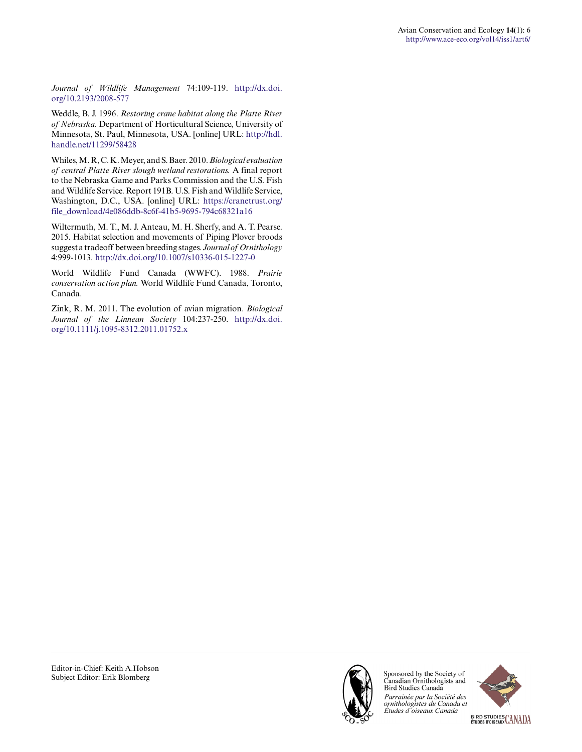*Journal of Wildlife Management* 74:109-119. http://dx.doi.org/10.2193/2008-577

Weddle, B. J. 1996. *Restoring crane habitat along the Platte River of Nebraska.* Department of Horticultural Science, University of Minnesota, St. Paul, Minnesota, USA. [online] URL: http://hdl.handle.net/11299/58428

Whiles, M. R, C. K. Meyer, and S. Baer. 2010. *Biological evaluation of central Platte River slough wetland restorations.* A final report to the Nebraska Game and Parks Commission and the U.S. Fish and Wildlife Service. Report 191B. U.S. Fish and Wildlife Service, Washington, D.C., USA. [online] URL: https://cranetrust.org/file_download/4e086ddb-8c6f-41b5-9695-794c68321a16

Wiltermuth, M. T., M. J. Anteau, M. H. Sherfy, and A. T. Pearse. 2015. Habitat selection and movements of Piping Plover broods suggest a tradeoff between breeding stages. *Journal of Ornithology* 4:999-1013. http://dx.doi.org/10.1007/s10336-015-1227-0

World Wildlife Fund Canada (WWFC). 1988. *Prairie conservation action plan.* World Wildlife Fund Canada, Toronto, Canada.

Zink, R. M. 2011. The evolution of avian migration. *Biological Journal of the Linnean Society* 104:237-250. http://dx.doi.org/10.1111/j.1095-8312.2011.01752.x

Editor-in-Chief: Keith A.Hobson
Subject Editor: Erik Blomberg

Sponsored by the Society of Canadian Ornithologists and Bird Studies Canada

*Parrainée par la Société des ornithologistes du Canada et Études d'oiseaux Canada*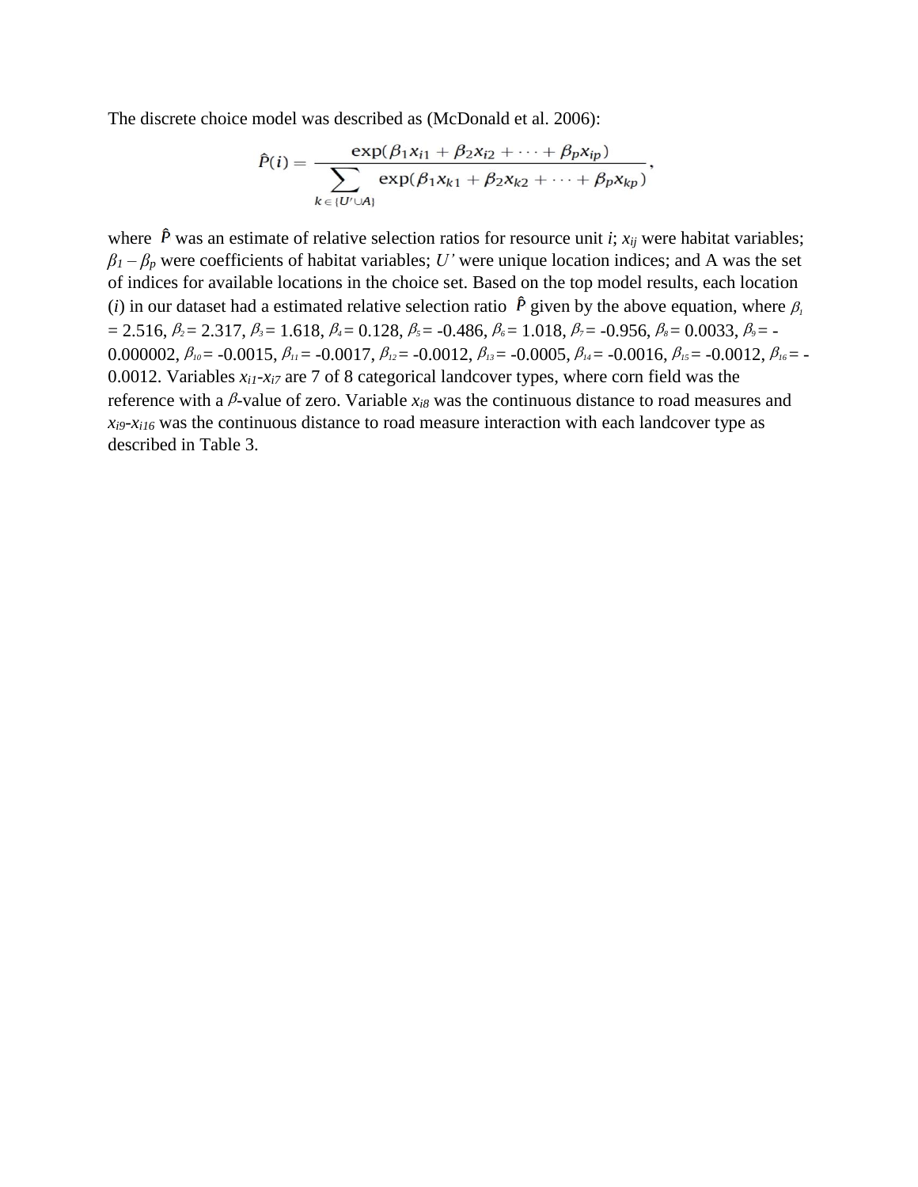The discrete choice model was described as (McDonald et al. 2006):

$$\hat{P}(i) = \frac{\exp(\beta_1 x_{i1} + \beta_2 x_{i2} + \cdots + \beta_p x_{ip})}{\sum_{k \in \{U' \cup A\}} \exp(\beta_1 x_{k1} + \beta_2 x_{k2} + \cdots + \beta_p x_{kp})},$$

where $\hat{P}$ was an estimate of relative selection ratios for resource unit $i$; $x_{ij}$ were habitat variables; $\beta_1 - \beta_p$ were coefficients of habitat variables; $U'$ were unique location indices; and A was the set of indices for available locations in the choice set. Based on the top model results, each location ($i$) in our dataset had a estimated relative selection ratio $\hat{P}$ given by the above equation, where $\beta_1 = 2.516$, $\beta_2 = 2.317$, $\beta_3 = 1.618$, $\beta_4 = 0.128$, $\beta_5 = -0.486$, $\beta_6 = 1.018$, $\beta_7 = -0.956$, $\beta_8 = 0.0033$, $\beta_9 = -0.000002$, $\beta_{10} = -0.0015$, $\beta_{11} = -0.0017$, $\beta_{12} = -0.0012$, $\beta_{13} = -0.0005$, $\beta_{14} = -0.0016$, $\beta_{15} = -0.0012$, $\beta_{16} = -0.0012$. Variables $x_{i1}$-$x_{i7}$ are 7 of 8 categorical landcover types, where corn field was the reference with a $\beta$-value of zero. Variable $x_{i8}$ was the continuous distance to road measures and $x_{i9}$-$x_{i16}$ was the continuous distance to road measure interaction with each landcover type as described in Table 3.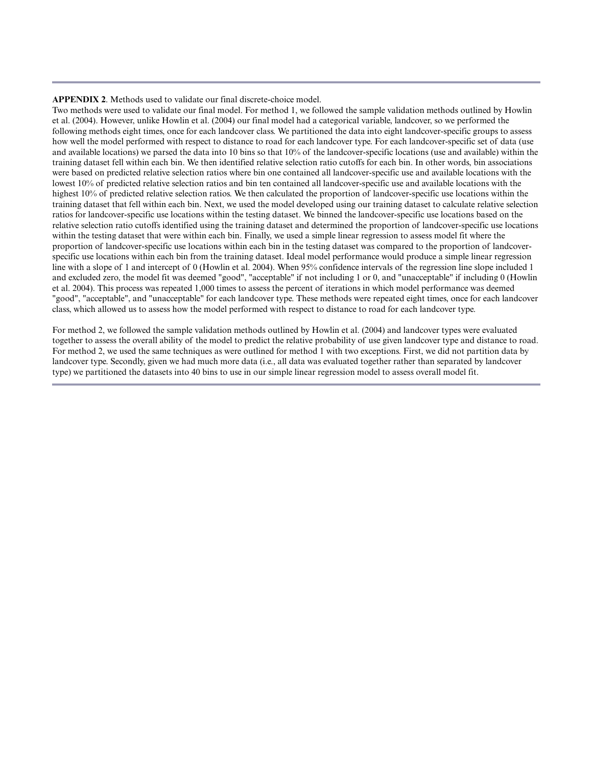**APPENDIX 2**. Methods used to validate our final discrete-choice model.

Two methods were used to validate our final model. For method 1, we followed the sample validation methods outlined by Howlin et al. (2004). However, unlike Howlin et al. (2004) our final model had a categorical variable, landcover, so we performed the following methods eight times, once for each landcover class. We partitioned the data into eight landcover-specific groups to assess how well the model performed with respect to distance to road for each landcover type. For each landcover-specific set of data (use and available locations) we parsed the data into 10 bins so that 10% of the landcover-specific locations (use and available) within the training dataset fell within each bin. We then identified relative selection ratio cutoffs for each bin. In other words, bin associations were based on predicted relative selection ratios where bin one contained all landcover-specific use and available locations with the lowest 10% of predicted relative selection ratios and bin ten contained all landcover-specific use and available locations with the highest 10% of predicted relative selection ratios. We then calculated the proportion of landcover-specific use locations within the training dataset that fell within each bin. Next, we used the model developed using our training dataset to calculate relative selection ratios for landcover-specific use locations within the testing dataset. We binned the landcover-specific use locations based on the relative selection ratio cutoffs identified using the training dataset and determined the proportion of landcover-specific use locations within the testing dataset that were within each bin. Finally, we used a simple linear regression to assess model fit where the proportion of landcover-specific use locations within each bin in the testing dataset was compared to the proportion of landcover-specific use locations within each bin from the training dataset. Ideal model performance would produce a simple linear regression line with a slope of 1 and intercept of 0 (Howlin et al. 2004). When 95% confidence intervals of the regression line slope included 1 and excluded zero, the model fit was deemed "good", "acceptable" if not including 1 or 0, and "unacceptable" if including 0 (Howlin et al. 2004). This process was repeated 1,000 times to assess the percent of iterations in which model performance was deemed "good", "acceptable", and "unacceptable" for each landcover type. These methods were repeated eight times, once for each landcover class, which allowed us to assess how the model performed with respect to distance to road for each landcover type.

For method 2, we followed the sample validation methods outlined by Howlin et al. (2004) and landcover types were evaluated together to assess the overall ability of the model to predict the relative probability of use given landcover type and distance to road. For method 2, we used the same techniques as were outlined for method 1 with two exceptions. First, we did not partition data by landcover type. Secondly, given we had much more data (i.e., all data was evaluated together rather than separated by landcover type) we partitioned the datasets into 40 bins to use in our simple linear regression model to assess overall model fit.